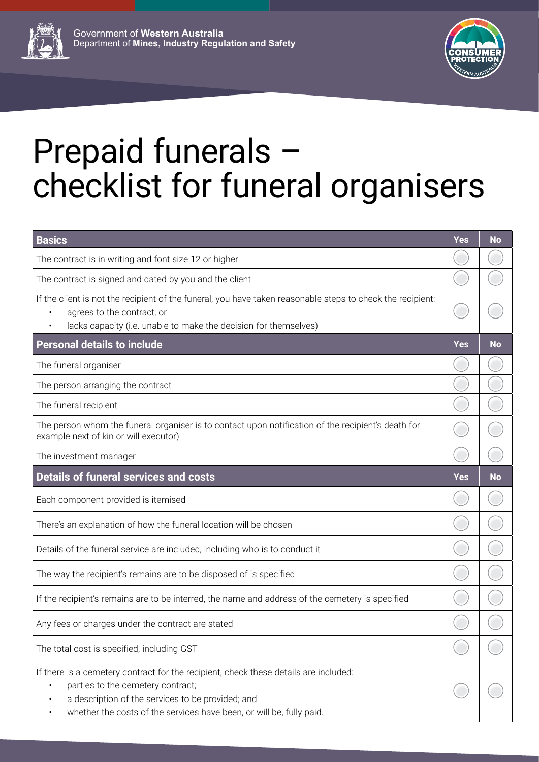Government of **Western Australia**
Department of **Mines, Industry Regulation and Safety**

# Prepaid funerals – checklist for funeral organisers

| **Basics** | **Yes** | **No** |
| --- | --- | --- |
| The contract is in writing and font size 12 or higher | | |
| The contract is signed and dated by you and the client | | |
| If the client is not the recipient of the funeral, you have taken reasonable steps to check the recipient:<br>• agrees to the contract; or<br>• lacks capacity (i.e. unable to make the decision for themselves) | | |
| **Personal details to include** | **Yes** | **No** |
| The funeral organiser | | |
| The person arranging the contract | | |
| The funeral recipient | | |
| The person whom the funeral organiser is to contact upon notification of the recipient's death for example next of kin or will executor) | | |
| The investment manager | | |
| **Details of funeral services and costs** | **Yes** | **No** |
| Each component provided is itemised | | |
| There's an explanation of how the funeral location will be chosen | | |
| Details of the funeral service are included, including who is to conduct it | | |
| The way the recipient's remains are to be disposed of is specified | | |
| If the recipient's remains are to be interred, the name and address of the cemetery is specified | | |
| Any fees or charges under the contract are stated | | |
| The total cost is specified, including GST | | |
| If there is a cemetery contract for the recipient, check these details are included:<br>• parties to the cemetery contract;<br>• a description of the services to be provided; and<br>• whether the costs of the services have been, or will be, fully paid. | | |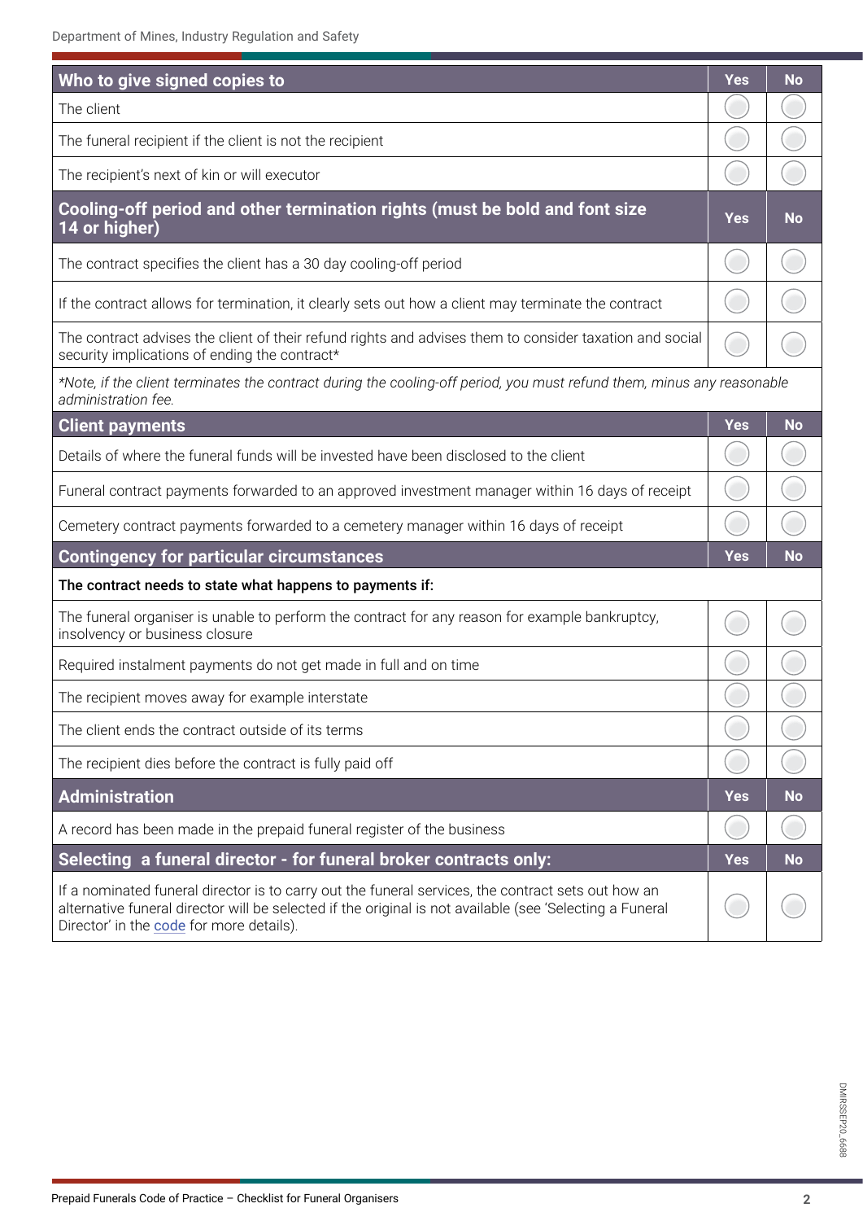| Who to give signed copies to | Yes | No |
|---|---|---|
| The client | ◯ | ◯ |
| The funeral recipient if the client is not the recipient | ◯ | ◯ |
| The recipient's next of kin or will executor | ◯ | ◯ |

| Cooling-off period and other termination rights (must be bold and font size 14 or higher) | Yes | No |
|---|---|---|
| The contract specifies the client has a 30 day cooling-off period | ◯ | ◯ |
| If the contract allows for termination, it clearly sets out how a client may terminate the contract | ◯ | ◯ |
| The contract advises the client of their refund rights and advises them to consider taxation and social security implications of ending the contract* | ◯ | ◯ |
| *\*Note, if the client terminates the contract during the cooling-off period, you must refund them, minus any reasonable administration fee.* | | |

| Client payments | Yes | No |
|---|---|---|
| Details of where the funeral funds will be invested have been disclosed to the client | ◯ | ◯ |
| Funeral contract payments forwarded to an approved investment manager within 16 days of receipt | ◯ | ◯ |
| Cemetery contract payments forwarded to a cemetery manager within 16 days of receipt | ◯ | ◯ |

| Contingency for particular circumstances | Yes | No |
|---|---|---|
| **The contract needs to state what happens to payments if:** | | |
| The funeral organiser is unable to perform the contract for any reason for example bankruptcy, insolvency or business closure | ◯ | ◯ |
| Required instalment payments do not get made in full and on time | ◯ | ◯ |
| The recipient moves away for example interstate | ◯ | ◯ |
| The client ends the contract outside of its terms | ◯ | ◯ |
| The recipient dies before the contract is fully paid off | ◯ | ◯ |

| Administration | Yes | No |
|---|---|---|
| A record has been made in the prepaid funeral register of the business | ◯ | ◯ |

| Selecting a funeral director - for funeral broker contracts only: | Yes | No |
|---|---|---|
| If a nominated funeral director is to carry out the funeral services, the contract sets out how an alternative funeral director will be selected if the original is not available (see 'Selecting a Funeral Director' in the code for more details). | ◯ | ◯ |

DMIRSSEP20_6688